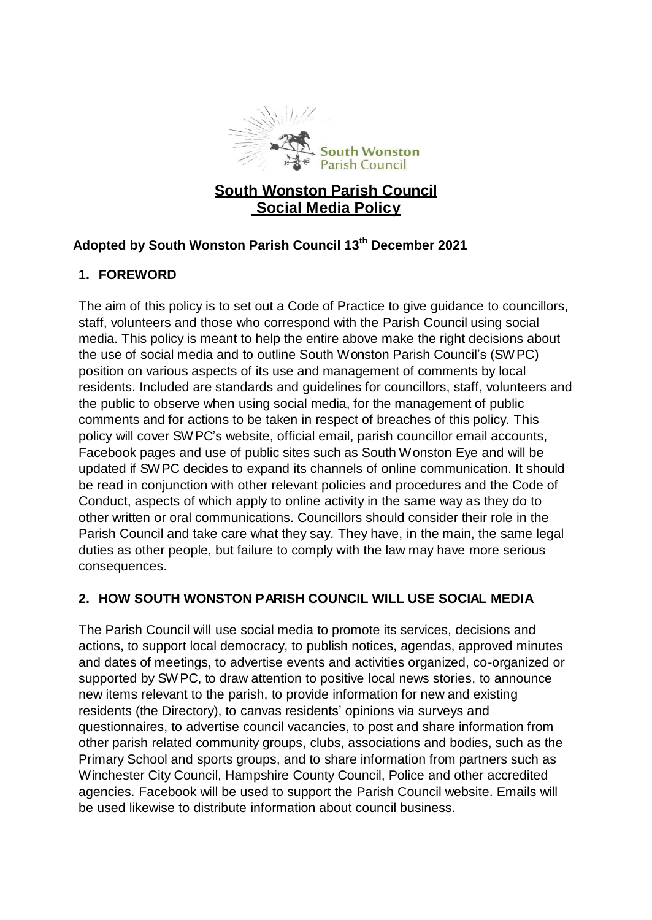# South Wonston Parish Council
# Social Media Policy

**Adopted by South Wonston Parish Council 13th December 2021**

## 1. FOREWORD

The aim of this policy is to set out a Code of Practice to give guidance to councillors, staff, volunteers and those who correspond with the Parish Council using social media. This policy is meant to help the entire above make the right decisions about the use of social media and to outline South Wonston Parish Council's (SWPC) position on various aspects of its use and management of comments by local residents. Included are standards and guidelines for councillors, staff, volunteers and the public to observe when using social media, for the management of public comments and for actions to be taken in respect of breaches of this policy. This policy will cover SWPC's website, official email, parish councillor email accounts, Facebook pages and use of public sites such as South Wonston Eye and will be updated if SWPC decides to expand its channels of online communication. It should be read in conjunction with other relevant policies and procedures and the Code of Conduct, aspects of which apply to online activity in the same way as they do to other written or oral communications. Councillors should consider their role in the Parish Council and take care what they say. They have, in the main, the same legal duties as other people, but failure to comply with the law may have more serious consequences.

## 2. HOW SOUTH WONSTON PARISH COUNCIL WILL USE SOCIAL MEDIA

The Parish Council will use social media to promote its services, decisions and actions, to support local democracy, to publish notices, agendas, approved minutes and dates of meetings, to advertise events and activities organized, co-organized or supported by SWPC, to draw attention to positive local news stories, to announce new items relevant to the parish, to provide information for new and existing residents (the Directory), to canvas residents' opinions via surveys and questionnaires, to advertise council vacancies, to post and share information from other parish related community groups, clubs, associations and bodies, such as the Primary School and sports groups, and to share information from partners such as Winchester City Council, Hampshire County Council, Police and other accredited agencies. Facebook will be used to support the Parish Council website. Emails will be used likewise to distribute information about council business.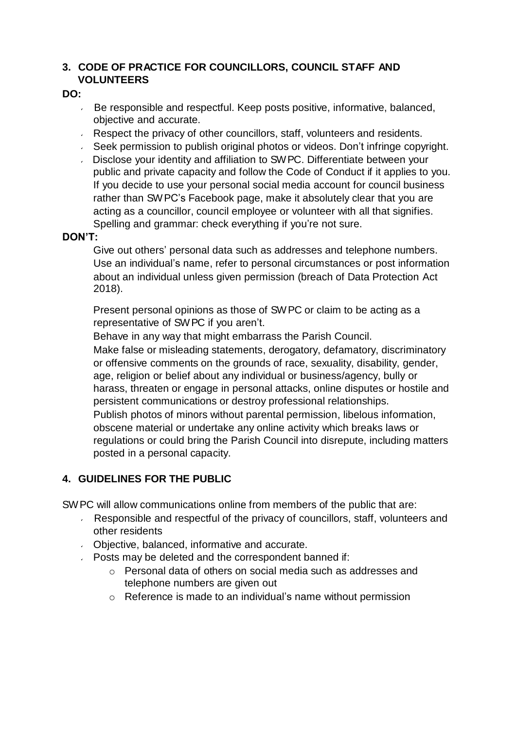## 3. CODE OF PRACTICE FOR COUNCILLORS, COUNCIL STAFF AND VOLUNTEERS

**DO:**

- Be responsible and respectful. Keep posts positive, informative, balanced, objective and accurate.
- Respect the privacy of other councillors, staff, volunteers and residents.
- Seek permission to publish original photos or videos. Don't infringe copyright.
- Disclose your identity and affiliation to SWPC. Differentiate between your public and private capacity and follow the Code of Conduct if it applies to you. If you decide to use your personal social media account for council business rather than SWPC's Facebook page, make it absolutely clear that you are acting as a councillor, council employee or volunteer with all that signifies. Spelling and grammar: check everything if you're not sure.

**DON'T:**

Give out others' personal data such as addresses and telephone numbers. Use an individual's name, refer to personal circumstances or post information about an individual unless given permission (breach of Data Protection Act 2018).

Present personal opinions as those of SWPC or claim to be acting as a representative of SWPC if you aren't.

Behave in any way that might embarrass the Parish Council.

Make false or misleading statements, derogatory, defamatory, discriminatory or offensive comments on the grounds of race, sexuality, disability, gender, age, religion or belief about any individual or business/agency, bully or harass, threaten or engage in personal attacks, online disputes or hostile and persistent communications or destroy professional relationships.

Publish photos of minors without parental permission, libelous information, obscene material or undertake any online activity which breaks laws or regulations or could bring the Parish Council into disrepute, including matters posted in a personal capacity.

## 4. GUIDELINES FOR THE PUBLIC

SWPC will allow communications online from members of the public that are:

- Responsible and respectful of the privacy of councillors, staff, volunteers and other residents
- Objective, balanced, informative and accurate.
- Posts may be deleted and the correspondent banned if:
  - Personal data of others on social media such as addresses and telephone numbers are given out
  - Reference is made to an individual's name without permission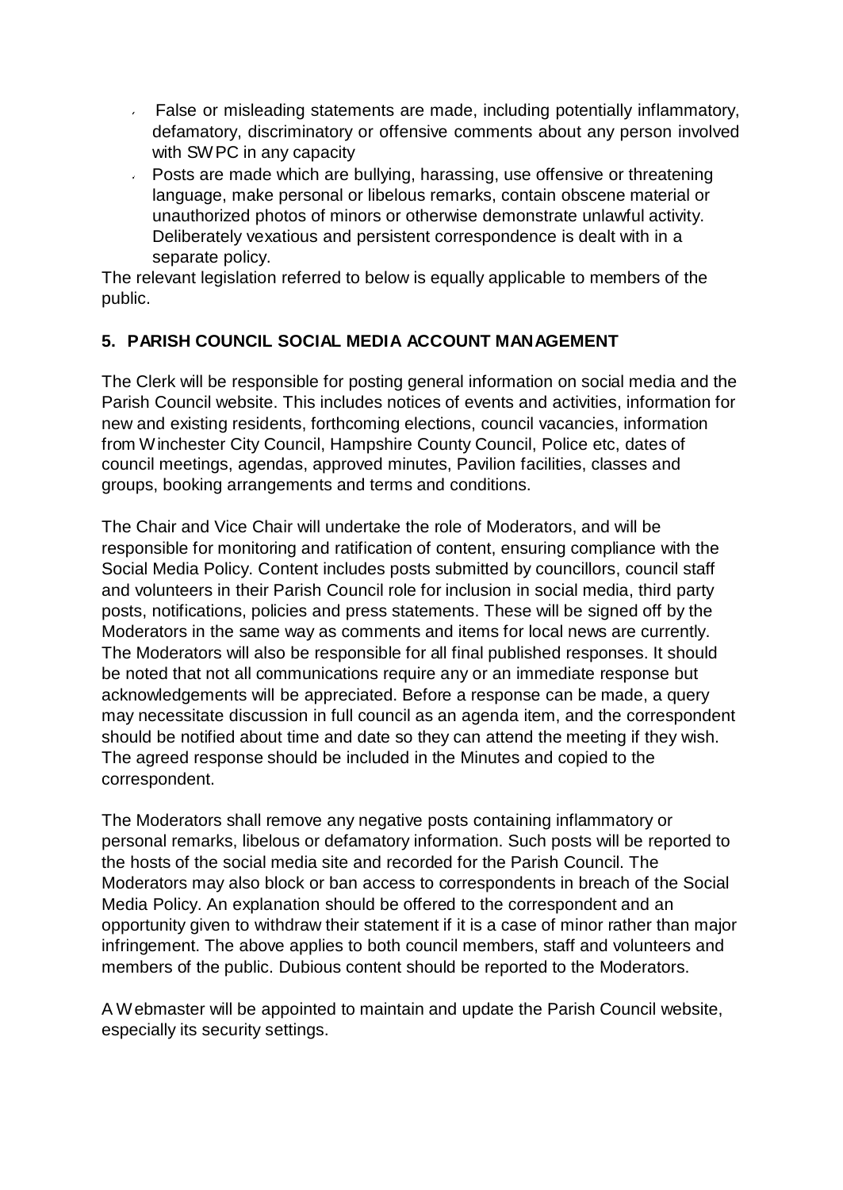- False or misleading statements are made, including potentially inflammatory, defamatory, discriminatory or offensive comments about any person involved with SWPC in any capacity
- Posts are made which are bullying, harassing, use offensive or threatening language, make personal or libelous remarks, contain obscene material or unauthorized photos of minors or otherwise demonstrate unlawful activity. Deliberately vexatious and persistent correspondence is dealt with in a separate policy.

The relevant legislation referred to below is equally applicable to members of the public.

## 5. PARISH COUNCIL SOCIAL MEDIA ACCOUNT MANAGEMENT

The Clerk will be responsible for posting general information on social media and the Parish Council website. This includes notices of events and activities, information for new and existing residents, forthcoming elections, council vacancies, information from Winchester City Council, Hampshire County Council, Police etc, dates of council meetings, agendas, approved minutes, Pavilion facilities, classes and groups, booking arrangements and terms and conditions.

The Chair and Vice Chair will undertake the role of Moderators, and will be responsible for monitoring and ratification of content, ensuring compliance with the Social Media Policy. Content includes posts submitted by councillors, council staff and volunteers in their Parish Council role for inclusion in social media, third party posts, notifications, policies and press statements. These will be signed off by the Moderators in the same way as comments and items for local news are currently. The Moderators will also be responsible for all final published responses. It should be noted that not all communications require any or an immediate response but acknowledgements will be appreciated. Before a response can be made, a query may necessitate discussion in full council as an agenda item, and the correspondent should be notified about time and date so they can attend the meeting if they wish. The agreed response should be included in the Minutes and copied to the correspondent.

The Moderators shall remove any negative posts containing inflammatory or personal remarks, libelous or defamatory information. Such posts will be reported to the hosts of the social media site and recorded for the Parish Council. The Moderators may also block or ban access to correspondents in breach of the Social Media Policy. An explanation should be offered to the correspondent and an opportunity given to withdraw their statement if it is a case of minor rather than major infringement. The above applies to both council members, staff and volunteers and members of the public. Dubious content should be reported to the Moderators.

A Webmaster will be appointed to maintain and update the Parish Council website, especially its security settings.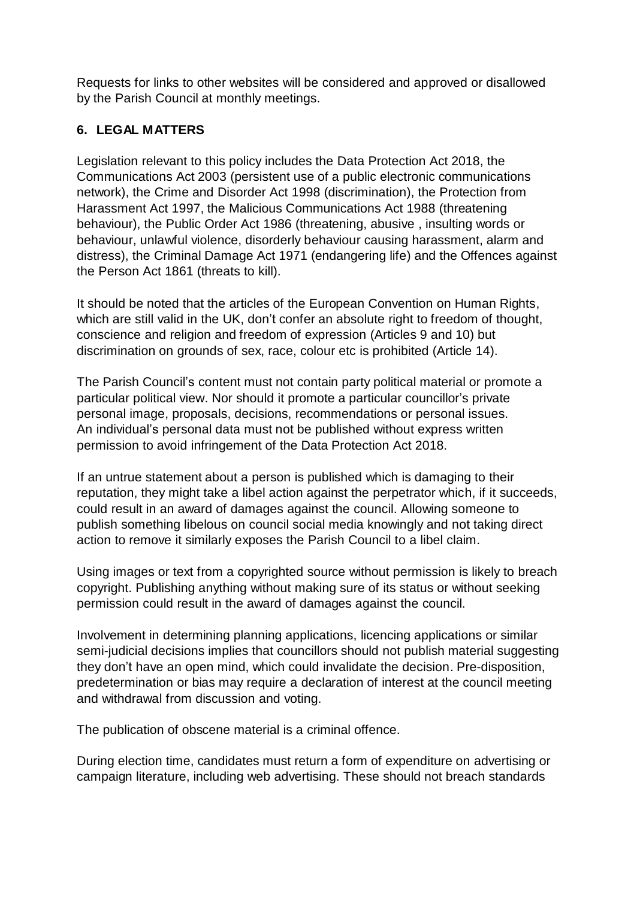Requests for links to other websites will be considered and approved or disallowed by the Parish Council at monthly meetings.

## 6. LEGAL MATTERS

Legislation relevant to this policy includes the Data Protection Act 2018, the Communications Act 2003 (persistent use of a public electronic communications network), the Crime and Disorder Act 1998 (discrimination), the Protection from Harassment Act 1997, the Malicious Communications Act 1988 (threatening behaviour), the Public Order Act 1986 (threatening, abusive , insulting words or behaviour, unlawful violence, disorderly behaviour causing harassment, alarm and distress), the Criminal Damage Act 1971 (endangering life) and the Offences against the Person Act 1861 (threats to kill).

It should be noted that the articles of the European Convention on Human Rights, which are still valid in the UK, don't confer an absolute right to freedom of thought, conscience and religion and freedom of expression (Articles 9 and 10) but discrimination on grounds of sex, race, colour etc is prohibited (Article 14).

The Parish Council's content must not contain party political material or promote a particular political view. Nor should it promote a particular councillor's private personal image, proposals, decisions, recommendations or personal issues. An individual's personal data must not be published without express written permission to avoid infringement of the Data Protection Act 2018.

If an untrue statement about a person is published which is damaging to their reputation, they might take a libel action against the perpetrator which, if it succeeds, could result in an award of damages against the council. Allowing someone to publish something libelous on council social media knowingly and not taking direct action to remove it similarly exposes the Parish Council to a libel claim.

Using images or text from a copyrighted source without permission is likely to breach copyright. Publishing anything without making sure of its status or without seeking permission could result in the award of damages against the council.

Involvement in determining planning applications, licencing applications or similar semi-judicial decisions implies that councillors should not publish material suggesting they don't have an open mind, which could invalidate the decision. Pre-disposition, predetermination or bias may require a declaration of interest at the council meeting and withdrawal from discussion and voting.

The publication of obscene material is a criminal offence.

During election time, candidates must return a form of expenditure on advertising or campaign literature, including web advertising. These should not breach standards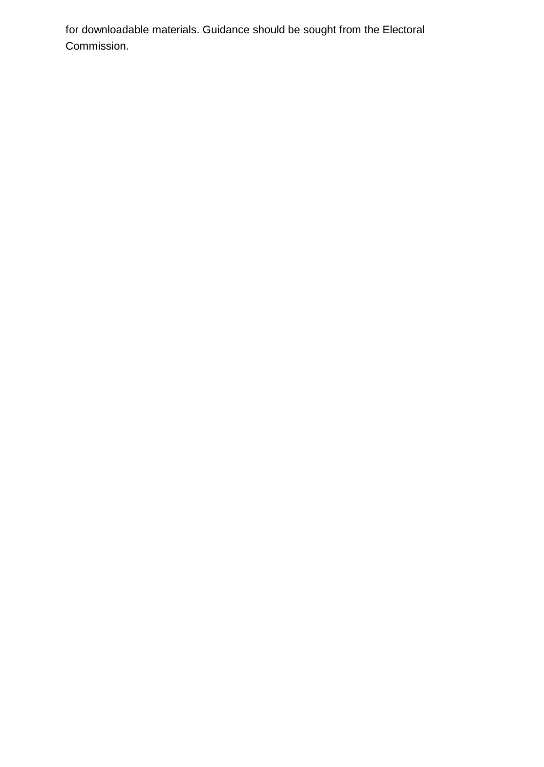for downloadable materials. Guidance should be sought from the Electoral Commission.